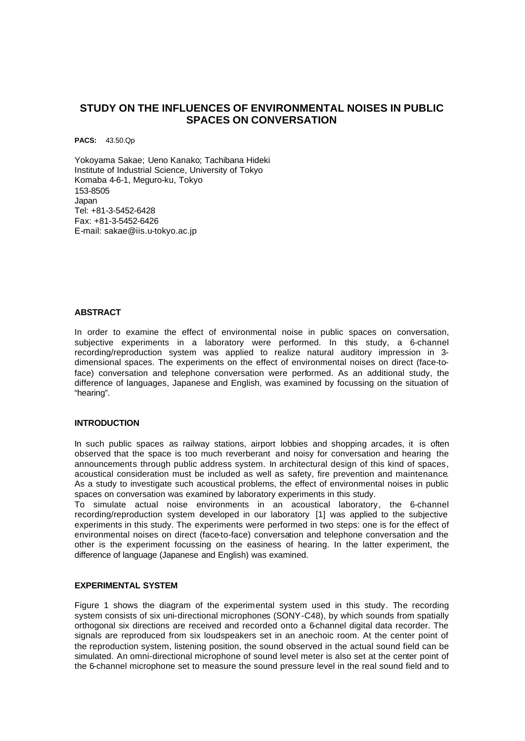# STUDY ON THE INFLUENCES OF ENVIRONMENTAL NOISES IN PUBLIC SPACES ON CONVERSATION

**PACS:** 43.50.Qp

Yokoyama Sakae; Ueno Kanako; Tachibana Hideki
Institute of Industrial Science, University of Tokyo
Komaba 4-6-1, Meguro-ku, Tokyo
153-8505
Japan
Tel: +81-3-5452-6428
Fax: +81-3-5452-6426
E-mail: sakae@iis.u-tokyo.ac.jp

## ABSTRACT

In order to examine the effect of environmental noise in public spaces on conversation, subjective experiments in a laboratory were performed. In this study, a 6-channel recording/reproduction system was applied to realize natural auditory impression in 3-dimensional spaces. The experiments on the effect of environmental noises on direct (face-to-face) conversation and telephone conversation were performed. As an additional study, the difference of languages, Japanese and English, was examined by focussing on the situation of "hearing".

## INTRODUCTION

In such public spaces as railway stations, airport lobbies and shopping arcades, it is often observed that the space is too much reverberant and noisy for conversation and hearing the announcements through public address system. In architectural design of this kind of spaces, acoustical consideration must be included as well as safety, fire prevention and maintenance. As a study to investigate such acoustical problems, the effect of environmental noises in public spaces on conversation was examined by laboratory experiments in this study.

To simulate actual noise environments in an acoustical laboratory, the 6-channel recording/reproduction system developed in our laboratory [1] was applied to the subjective experiments in this study. The experiments were performed in two steps: one is for the effect of environmental noises on direct (face-to-face) conversation and telephone conversation and the other is the experiment focussing on the easiness of hearing. In the latter experiment, the difference of language (Japanese and English) was examined.

## EXPERIMENTAL SYSTEM

Figure 1 shows the diagram of the experimental system used in this study. The recording system consists of six uni-directional microphones (SONY-C48), by which sounds from spatially orthogonal six directions are received and recorded onto a 6-channel digital data recorder. The signals are reproduced from six loudspeakers set in an anechoic room. At the center point of the reproduction system, listening position, the sound observed in the actual sound field can be simulated. An omni-directional microphone of sound level meter is also set at the center point of the 6-channel microphone set to measure the sound pressure level in the real sound field and to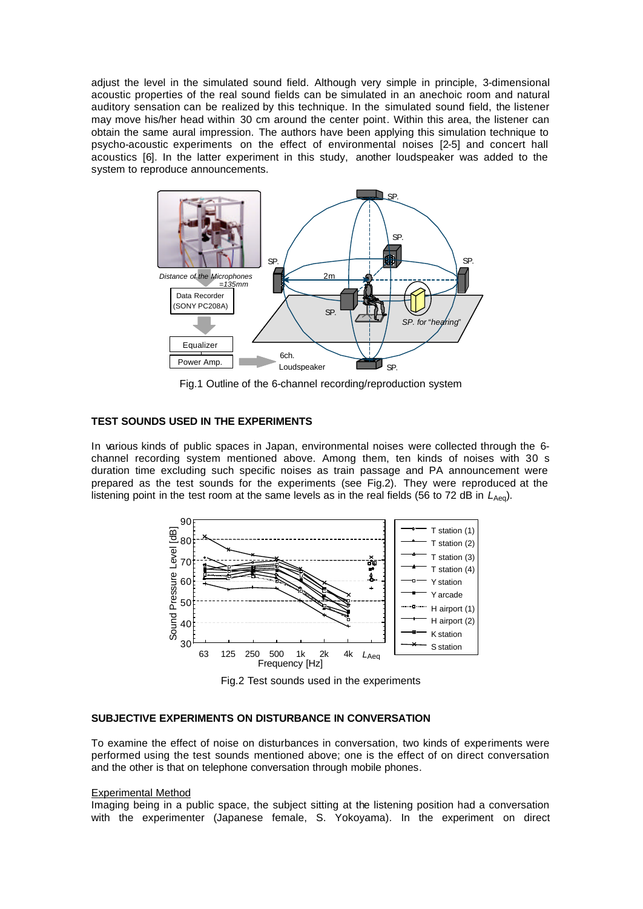adjust the level in the simulated sound field. Although very simple in principle, 3-dimensional acoustic properties of the real sound fields can be simulated in an anechoic room and natural auditory sensation can be realized by this technique. In the simulated sound field, the listener may move his/her head within 30 cm around the center point. Within this area, the listener can obtain the same aural impression. The authors have been applying this simulation technique to psycho-acoustic experiments on the effect of environmental noises [2-5] and concert hall acoustics [6]. In the latter experiment in this study, another loudspeaker was added to the system to reproduce announcements.

Fig.1 Outline of the 6-channel recording/reproduction system

## TEST SOUNDS USED IN THE EXPERIMENTS

In various kinds of public spaces in Japan, environmental noises were collected through the 6-channel recording system mentioned above. Among them, ten kinds of noises with 30 s duration time excluding such specific noises as train passage and PA announcement were prepared as the test sounds for the experiments (see Fig.2). They were reproduced at the listening point in the test room at the same levels as in the real fields (56 to 72 dB in $L_{Aeq}$).

Fig.2 Test sounds used in the experiments

## SUBJECTIVE EXPERIMENTS ON DISTURBANCE IN CONVERSATION

To examine the effect of noise on disturbances in conversation, two kinds of experiments were performed using the test sounds mentioned above; one is the effect of on direct conversation and the other is that on telephone conversation through mobile phones.

### Experimental Method

Imaging being in a public space, the subject sitting at the listening position had a conversation with the experimenter (Japanese female, S. Yokoyama). In the experiment on direct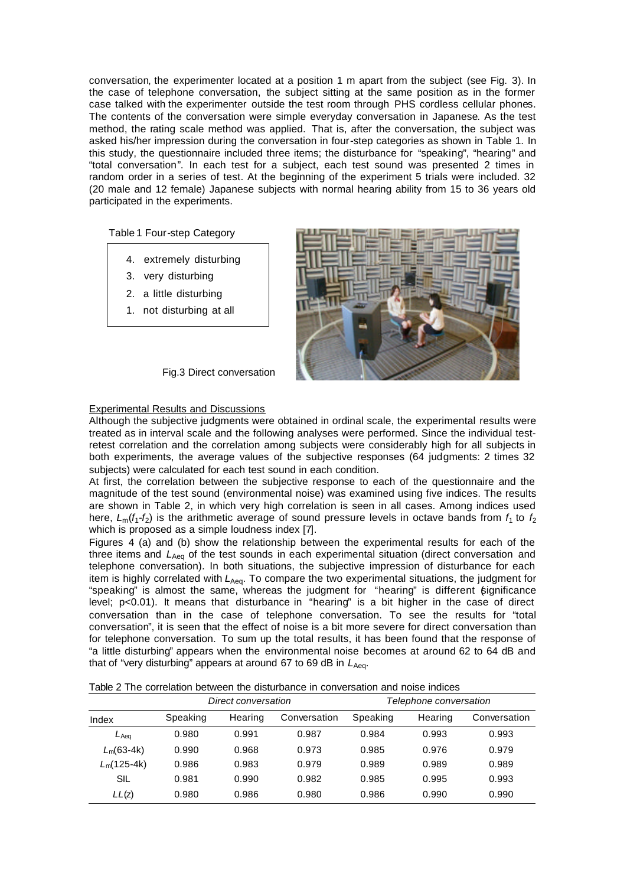conversation, the experimenter located at a position 1 m apart from the subject (see Fig. 3). In the case of telephone conversation, the subject sitting at the same position as in the former case talked with the experimenter outside the test room through PHS cordless cellular phones. The contents of the conversation were simple everyday conversation in Japanese. As the test method, the rating scale method was applied. That is, after the conversation, the subject was asked his/her impression during the conversation in four-step categories as shown in Table 1. In this study, the questionnaire included three items; the disturbance for "speaking", "hearing" and "total conversation". In each test for a subject, each test sound was presented 2 times in random order in a series of test. At the beginning of the experiment 5 trials were included. 32 (20 male and 12 female) Japanese subjects with normal hearing ability from 15 to 36 years old participated in the experiments.

Table 1 Four-step Category

4. extremely disturbing
3. very disturbing
2. a little disturbing
1. not disturbing at all

Fig.3 Direct conversation

## Experimental Results and Discussions

Although the subjective judgments were obtained in ordinal scale, the experimental results were treated as in interval scale and the following analyses were performed. Since the individual test-retest correlation and the correlation among subjects were considerably high for all subjects in both experiments, the average values of the subjective responses (64 judgments: 2 times 32 subjects) were calculated for each test sound in each condition.

At first, the correlation between the subjective response to each of the questionnaire and the magnitude of the test sound (environmental noise) was examined using five indices. The results are shown in Table 2, in which very high correlation is seen in all cases. Among indices used here, $L_m(f_1\text{-}f_2)$ is the arithmetic average of sound pressure levels in octave bands from $f_1$ to $f_2$ which is proposed as a simple loudness index [7].

Figures 4 (a) and (b) show the relationship between the experimental results for each of the three items and $L_{Aeq}$ of the test sounds in each experimental situation (direct conversation and telephone conversation). In both situations, the subjective impression of disturbance for each item is highly correlated with $L_{Aeq}$. To compare the two experimental situations, the judgment for "speaking" is almost the same, whereas the judgment for "hearing" is different (significance level; $p<0.01$). It means that disturbance in "hearing" is a bit higher in the case of direct conversation than in the case of telephone conversation. To see the results for "total conversation", it is seen that the effect of noise is a bit more severe for direct conversation than for telephone conversation. To sum up the total results, it has been found that the response of "a little disturbing" appears when the environmental noise becomes at around 62 to 64 dB and that of "very disturbing" appears at around 67 to 69 dB in $L_{Aeq}$.

Table 2 The correlation between the disturbance in conversation and noise indices

| | *Direct conversation* | | | *Telephone conversation* | | |
|---|---|---|---|---|---|---|
| Index | Speaking | Hearing | Conversation | Speaking | Hearing | Conversation |
| $L_{Aeq}$ | 0.980 | 0.991 | 0.987 | 0.984 | 0.993 | 0.993 |
| $L_m$(63-4k) | 0.990 | 0.968 | 0.973 | 0.985 | 0.976 | 0.979 |
| $L_m$(125-4k) | 0.986 | 0.983 | 0.979 | 0.989 | 0.989 | 0.989 |
| SIL | 0.981 | 0.990 | 0.982 | 0.985 | 0.995 | 0.993 |
| $LL(z)$ | 0.980 | 0.986 | 0.980 | 0.986 | 0.990 | 0.990 |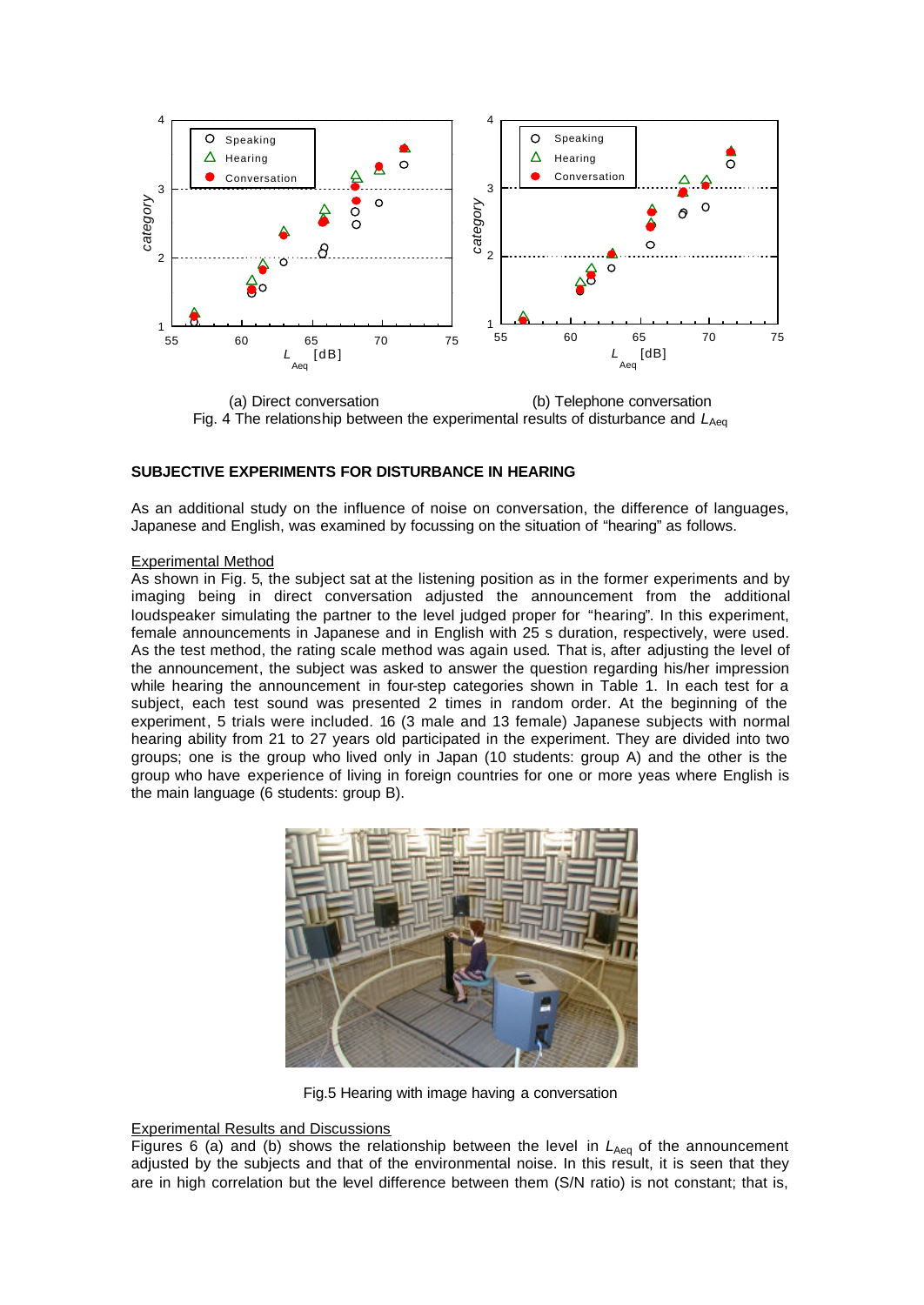(a) Direct conversation (b) Telephone conversation

Fig. 4 The relationship between the experimental results of disturbance and $L_{Aeq}$

## SUBJECTIVE EXPERIMENTS FOR DISTURBANCE IN HEARING

As an additional study on the influence of noise on conversation, the difference of languages, Japanese and English, was examined by focussing on the situation of "hearing" as follows.

### Experimental Method

As shown in Fig. 5, the subject sat at the listening position as in the former experiments and by imaging being in direct conversation adjusted the announcement from the additional loudspeaker simulating the partner to the level judged proper for "hearing". In this experiment, female announcements in Japanese and in English with 25 s duration, respectively, were used. As the test method, the rating scale method was again used. That is, after adjusting the level of the announcement, the subject was asked to answer the question regarding his/her impression while hearing the announcement in four-step categories shown in Table 1. In each test for a subject, each test sound was presented 2 times in random order. At the beginning of the experiment, 5 trials were included. 16 (3 male and 13 female) Japanese subjects with normal hearing ability from 21 to 27 years old participated in the experiment. They are divided into two groups; one is the group who lived only in Japan (10 students: group A) and the other is the group who have experience of living in foreign countries for one or more yeas where English is the main language (6 students: group B).

Fig.5 Hearing with image having a conversation

### Experimental Results and Discussions

Figures 6 (a) and (b) shows the relationship between the level in $L_{Aeq}$ of the announcement adjusted by the subjects and that of the environmental noise. In this result, it is seen that they are in high correlation but the level difference between them (S/N ratio) is not constant; that is,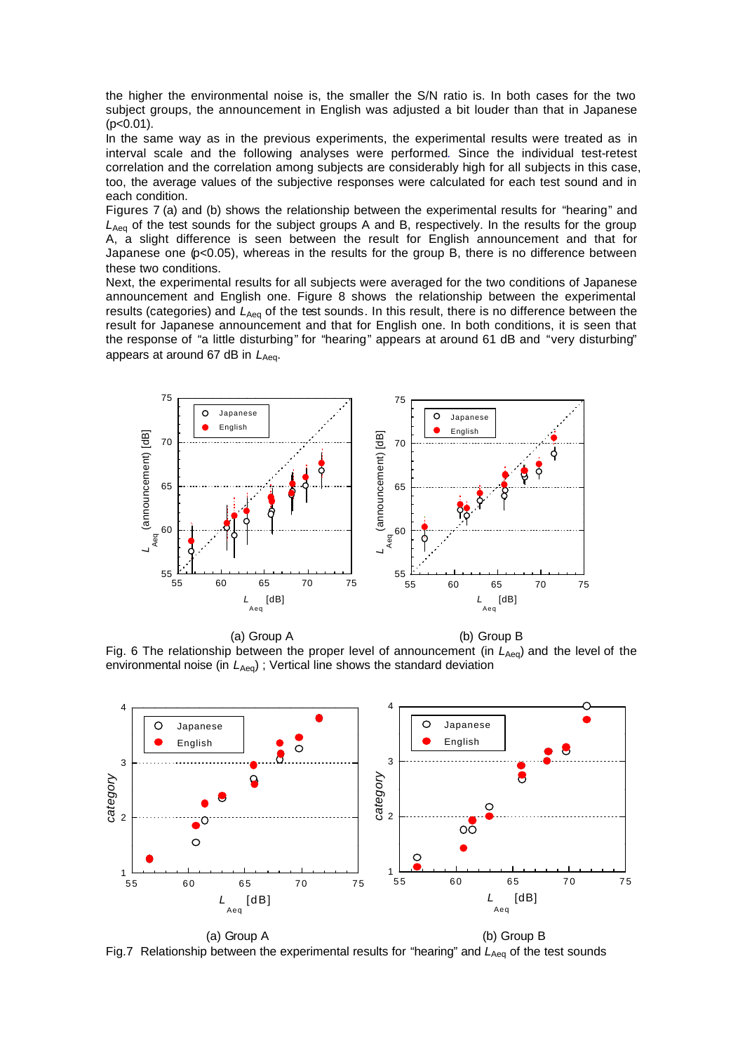the higher the environmental noise is, the smaller the S/N ratio is. In both cases for the two subject groups, the announcement in English was adjusted a bit louder than that in Japanese ($p<0.01$).

In the same way as in the previous experiments, the experimental results were treated as in interval scale and the following analyses were performed. Since the individual test-retest correlation and the correlation among subjects are considerably high for all subjects in this case, too, the average values of the subjective responses were calculated for each test sound and in each condition.

Figures 7 (a) and (b) shows the relationship between the experimental results for "hearing" and $L_{Aeq}$ of the test sounds for the subject groups A and B, respectively. In the results for the group A, a slight difference is seen between the result for English announcement and that for Japanese one ($p<0.05$), whereas in the results for the group B, there is no difference between these two conditions.

Next, the experimental results for all subjects were averaged for the two conditions of Japanese announcement and English one. Figure 8 shows the relationship between the experimental results (categories) and $L_{Aeq}$ of the test sounds. In this result, there is no difference between the result for Japanese announcement and that for English one. In both conditions, it is seen that the response of "a little disturbing" for "hearing" appears at around 61 dB and "very disturbing" appears at around 67 dB in $L_{Aeq}$.

(a) Group A (b) Group B

Fig. 6 The relationship between the proper level of announcement (in $L_{Aeq}$) and the level of the environmental noise (in $L_{Aeq}$) ; Vertical line shows the standard deviation

(a) Group A (b) Group B

Fig.7 Relationship between the experimental results for "hearing" and $L_{Aeq}$ of the test sounds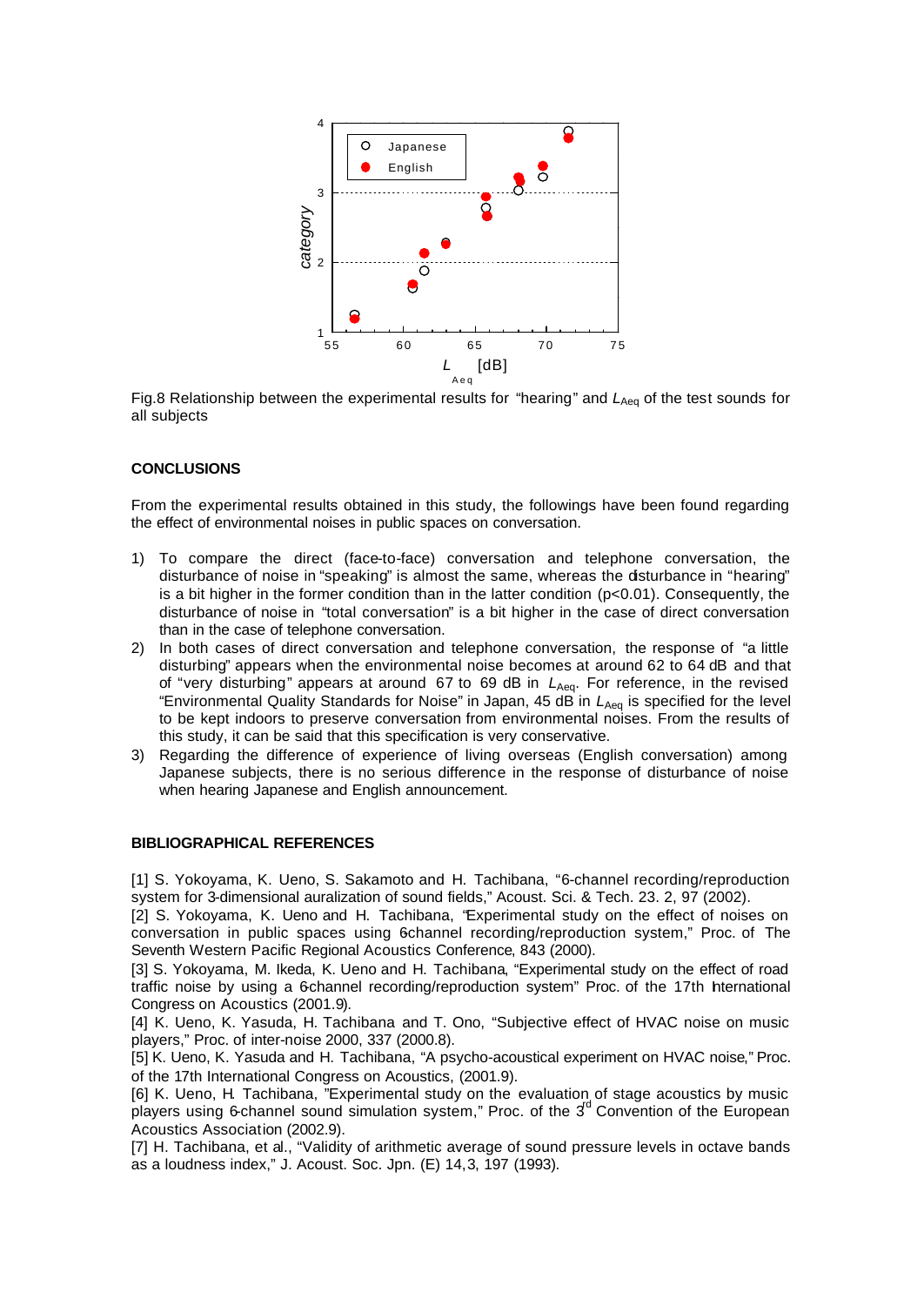4

3

2

1

55 60 65 70 75

category

Japanese

English

$L_{Aeq}$ [dB]

Fig.8 Relationship between the experimental results for "hearing" and $L_{Aeq}$ of the test sounds for all subjects

**CONCLUSIONS**

From the experimental results obtained in this study, the followings have been found regarding the effect of environmental noises in public spaces on conversation.

1) To compare the direct (face-to-face) conversation and telephone conversation, the disturbance of noise in "speaking" is almost the same, whereas the disturbance in "hearing" is a bit higher in the former condition than in the latter condition ($p<0.01$). Consequently, the disturbance of noise in "total conversation" is a bit higher in the case of direct conversation than in the case of telephone conversation.
2) In both cases of direct conversation and telephone conversation, the response of "a little disturbing" appears when the environmental noise becomes at around 62 to 64 dB and that of "very disturbing" appears at around 67 to 69 dB in $L_{Aeq}$. For reference, in the revised "Environmental Quality Standards for Noise" in Japan, 45 dB in $L_{Aeq}$ is specified for the level to be kept indoors to preserve conversation from environmental noises. From the results of this study, it can be said that this specification is very conservative.
3) Regarding the difference of experience of living overseas (English conversation) among Japanese subjects, there is no serious difference in the response of disturbance of noise when hearing Japanese and English announcement.

**BIBLIOGRAPHICAL REFERENCES**

[1] S. Yokoyama, K. Ueno, S. Sakamoto and H. Tachibana, "6-channel recording/reproduction system for 3-dimensional auralization of sound fields," Acoust. Sci. & Tech. 23. 2, 97 (2002).
[2] S. Yokoyama, K. Ueno and H. Tachibana, "Experimental study on the effect of noises on conversation in public spaces using 6-channel recording/reproduction system," Proc. of The Seventh Western Pacific Regional Acoustics Conference, 843 (2000).
[3] S. Yokoyama, M. Ikeda, K. Ueno and H. Tachibana, "Experimental study on the effect of road traffic noise by using a 6-channel recording/reproduction system" Proc. of the 17th International Congress on Acoustics (2001.9).
[4] K. Ueno, K. Yasuda, H. Tachibana and T. Ono, "Subjective effect of HVAC noise on music players," Proc. of inter-noise 2000, 337 (2000.8).
[5] K. Ueno, K. Yasuda and H. Tachibana, "A psycho-acoustical experiment on HVAC noise," Proc. of the 17th International Congress on Acoustics, (2001.9).
[6] K. Ueno, H. Tachibana, "Experimental study on the evaluation of stage acoustics by music players using 6-channel sound simulation system," Proc. of the 3rd Convention of the European Acoustics Association (2002.9).
[7] H. Tachibana, et al., "Validity of arithmetic average of sound pressure levels in octave bands as a loudness index," J. Acoust. Soc. Jpn. (E) 14, 3, 197 (1993).